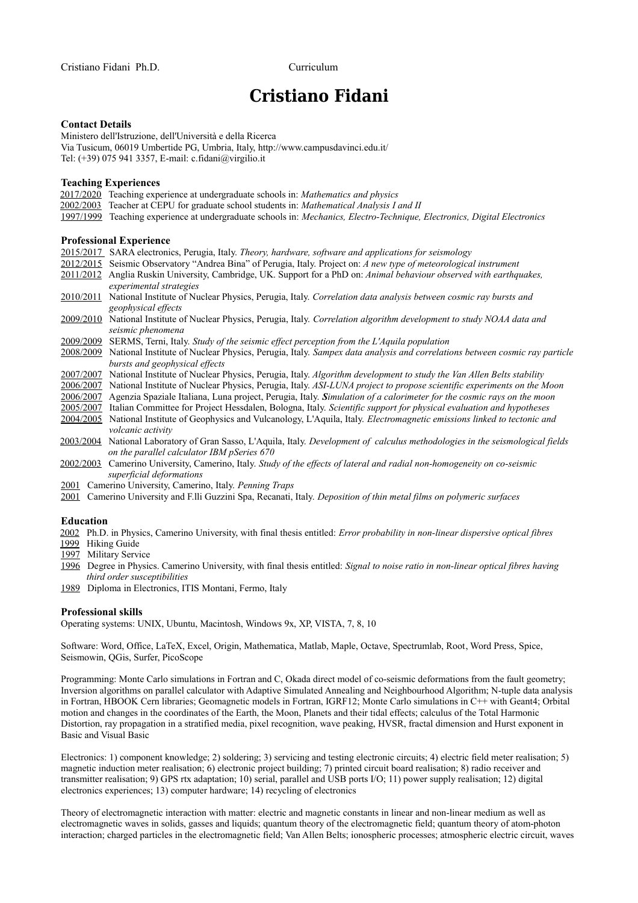# Cristiano Fidani

### Contact Details

Ministero dell'Istruzione, dell'Università e della Ricerca
Via Tusicum, 06019 Umbertide PG, Umbria, Italy, http://www.campusdavinci.edu.it/
Tel: (+39) 075 941 3357, E-mail: c.fidani@virgilio.it

### Teaching Experiences

2017/2020 Teaching experience at undergraduate schools in: *Mathematics and physics*
2002/2003 Teacher at CEPU for graduate school students in: *Mathematical Analysis I and II*
1997/1999 Teaching experience at undergraduate schools in: *Mechanics, Electro-Technique, Electronics, Digital Electronics*

### Professional Experience

2015/2017 SARA electronics, Perugia, Italy. *Theory, hardware, software and applications for seismology*
2012/2015 Seismic Observatory "Andrea Bina" of Perugia, Italy. Project on: *A new type of meteorological instrument*
2011/2012 Anglia Ruskin University, Cambridge, UK. Support for a PhD on: *Animal behaviour observed with earthquakes, experimental strategies*
2010/2011 National Institute of Nuclear Physics, Perugia, Italy. *Correlation data analysis between cosmic ray bursts and geophysical effects*
2009/2010 National Institute of Nuclear Physics, Perugia, Italy. *Correlation algorithm development to study NOAA data and seismic phenomena*
2009/2009 SERMS, Terni, Italy. *Study of the seismic effect perception from the L'Aquila population*
2008/2009 National Institute of Nuclear Physics, Perugia, Italy. *Sampex data analysis and correlations between cosmic ray particle bursts and geophysical effects*
2007/2007 National Institute of Nuclear Physics, Perugia, Italy. *Algorithm development to study the Van Allen Belts stability*
2006/2007 National Institute of Nuclear Physics, Perugia, Italy. *ASI-LUNA project to propose scientific experiments on the Moon*
2006/2007 Agenzia Spaziale Italiana, Luna project, Perugia, Italy. ***S**imulation of a calorimeter for the cosmic rays on the moon*
2005/2007 Italian Committee for Project Hessdalen, Bologna, Italy. *Scientific support for physical evaluation and hypotheses*
2004/2005 National Institute of Geophysics and Vulcanology, L'Aquila, Italy. *Electromagnetic emissions linked to tectonic and volcanic activity*
2003/2004 National Laboratory of Gran Sasso, L'Aquila, Italy. *Development of calculus methodologies in the seismological fields on the parallel calculator IBM pSeries 670*
2002/2003 Camerino University, Camerino, Italy. *Study of the effects of lateral and radial non-homogeneity on co-seismic superficial deformations*
2001 Camerino University, Camerino, Italy. *Penning Traps*
2001 Camerino University and F.lli Guzzini Spa, Recanati, Italy. *Deposition of thin metal films on polymeric surfaces*

### Education

2002 Ph.D. in Physics, Camerino University, with final thesis entitled: *Error probability in non-linear dispersive optical fibres*
1999 Hiking Guide
1997 Military Service
1996 Degree in Physics. Camerino University, with final thesis entitled: *Signal to noise ratio in non-linear optical fibres having third order susceptibilities*
1989 Diploma in Electronics, ITIS Montani, Fermo, Italy

### Professional skills

Operating systems: UNIX, Ubuntu, Macintosh, Windows 9x, XP, VISTA, 7, 8, 10

Software: Word, Office, LaTeX, Excel, Origin, Mathematica, Matlab, Maple, Octave, Spectrumlab, Root, Word Press, Spice, Seismowin, QGis, Surfer, PicoScope

Programming: Monte Carlo simulations in Fortran and C, Okada direct model of co-seismic deformations from the fault geometry; Inversion algorithms on parallel calculator with Adaptive Simulated Annealing and Neighbourhood Algorithm; N-tuple data analysis in Fortran, HBOOK Cern libraries; Geomagnetic models in Fortran, IGRF12; Monte Carlo simulations in C++ with Geant4; Orbital motion and changes in the coordinates of the Earth, the Moon, Planets and their tidal effects; calculus of the Total Harmonic Distortion, ray propagation in a stratified media, pixel recognition, wave peaking, HVSR, fractal dimension and Hurst exponent in Basic and Visual Basic

Electronics: 1) component knowledge; 2) soldering; 3) servicing and testing electronic circuits; 4) electric field meter realisation; 5) magnetic induction meter realisation; 6) electronic project building; 7) printed circuit board realisation; 8) radio receiver and transmitter realisation; 9) GPS rtx adaptation; 10) serial, parallel and USB ports I/O; 11) power supply realisation; 12) digital electronics experiences; 13) computer hardware; 14) recycling of electronics

Theory of electromagnetic interaction with matter: electric and magnetic constants in linear and non-linear medium as well as electromagnetic waves in solids, gasses and liquids; quantum theory of the electromagnetic field; quantum theory of atom-photon interaction; charged particles in the electromagnetic field; Van Allen Belts; ionospheric processes; atmospheric electric circuit, waves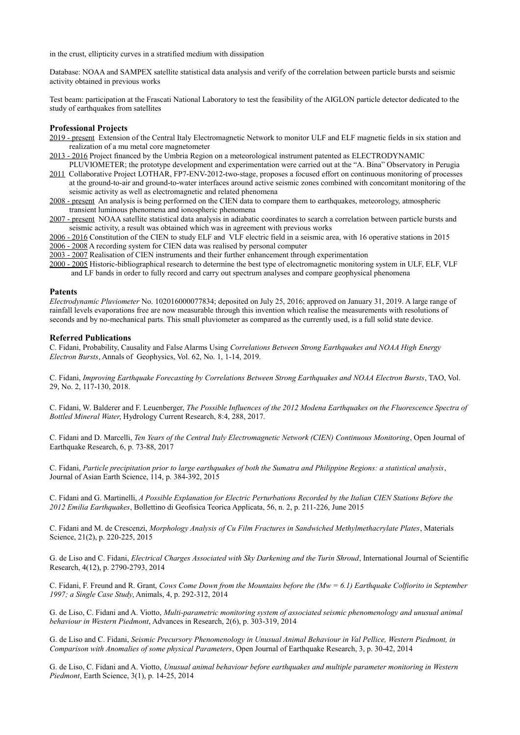in the crust, ellipticity curves in a stratified medium with dissipation

Database: NOAA and SAMPEX satellite statistical data analysis and verify of the correlation between particle bursts and seismic activity obtained in previous works

Test beam: participation at the Frascati National Laboratory to test the feasibility of the AIGLON particle detector dedicated to the study of earthquakes from satellites

### Professional Projects

2019 - present Extension of the Central Italy Electromagnetic Network to monitor ULF and ELF magnetic fields in six station and realization of a mu metal core magnetometer

2013 - 2016 Project financed by the Umbria Region on a meteorological instrument patented as ELECTRODYNAMIC PLUVIOMETER; the prototype development and experimentation were carried out at the "A. Bina" Observatory in Perugia

2011 Collaborative Project LOTHAR, FP7-ENV-2012-two-stage, proposes a focused effort on continuous monitoring of processes at the ground-to-air and ground-to-water interfaces around active seismic zones combined with concomitant monitoring of the seismic activity as well as electromagnetic and related phenomena

2008 - present An analysis is being performed on the CIEN data to compare them to earthquakes, meteorology, atmospheric transient luminous phenomena and ionospheric phenomena

2007 - present NOAA satellite statistical data analysis in adiabatic coordinates to search a correlation between particle bursts and seismic activity, a result was obtained which was in agreement with previous works

2006 - 2016 Constitution of the CIEN to study ELF and VLF electric field in a seismic area, with 16 operative stations in 2015

2006 - 2008 A recording system for CIEN data was realised by personal computer

2003 - 2007 Realisation of CIEN instruments and their further enhancement through experimentation

2000 - 2005 Historic-bibliographical research to determine the best type of electromagnetic monitoring system in ULF, ELF, VLF and LF bands in order to fully record and carry out spectrum analyses and compare geophysical phenomena

### Patents

*Electrodynamic Pluviometer* No. 102016000077834; deposited on July 25, 2016; approved on January 31, 2019. A large range of rainfall levels evaporations free are now measurable through this invention which realise the measurements with resolutions of seconds and by no-mechanical parts. This small pluviometer as compared as the currently used, is a full solid state device.

### Referred Publications

C. Fidani, Probability, Causality and False Alarms Using *Correlations Between Strong Earthquakes and NOAA High Energy Electron Bursts*, Annals of Geophysics, Vol. 62, No. 1, 1-14, 2019.

C. Fidani, *Improving Earthquake Forecasting by Correlations Between Strong Earthquakes and NOAA Electron Bursts*, TAO, Vol. 29, No. 2, 117-130, 2018.

C. Fidani, W. Balderer and F. Leuenberger, *The Possible Influences of the 2012 Modena Earthquakes on the Fluorescence Spectra of Bottled Mineral Water*, Hydrology Current Research, 8:4, 288, 2017.

C. Fidani and D. Marcelli, *Ten Years of the Central Italy Electromagnetic Network (CIEN) Continuous Monitoring*, Open Journal of Earthquake Research, 6, p. 73-88, 2017

C. Fidani, *Particle precipitation prior to large earthquakes of both the Sumatra and Philippine Regions: a statistical analysis*, Journal of Asian Earth Science, 114, p. 384-392, 2015

C. Fidani and G. Martinelli, *A Possible Explanation for Electric Perturbations Recorded by the Italian CIEN Stations Before the 2012 Emilia Earthquakes*, Bollettino di Geofisica Teorica Applicata, 56, n. 2, p. 211-226, June 2015

C. Fidani and M. de Crescenzi, *Morphology Analysis of Cu Film Fractures in Sandwiched Methylmethacrylate Plates*, Materials Science, 21(2), p. 220-225, 2015

G. de Liso and C. Fidani, *Electrical Charges Associated with Sky Darkening and the Turin Shroud*, International Journal of Scientific Research, 4(12), p. 2790-2793, 2014

C. Fidani, F. Freund and R. Grant, *Cows Come Down from the Mountains before the (Mw = 6.1) Earthquake Colfiorito in September 1997; a Single Case Study*, Animals, 4, p. 292-312, 2014

G. de Liso, C. Fidani and A. Viotto, *Multi-parametric monitoring system of associated seismic phenomenology and unusual animal behaviour in Western Piedmont*, Advances in Research, 2(6), p. 303-319, 2014

G. de Liso and C. Fidani, *Seismic Precursory Phenomenology in Unusual Animal Behaviour in Val Pellice, Western Piedmont, in Comparison with Anomalies of some physical Parameters*, Open Journal of Earthquake Research, 3, p. 30-42, 2014

G. de Liso, C. Fidani and A. Viotto, *Unusual animal behaviour before earthquakes and multiple parameter monitoring in Western Piedmont*, Earth Science, 3(1), p. 14-25, 2014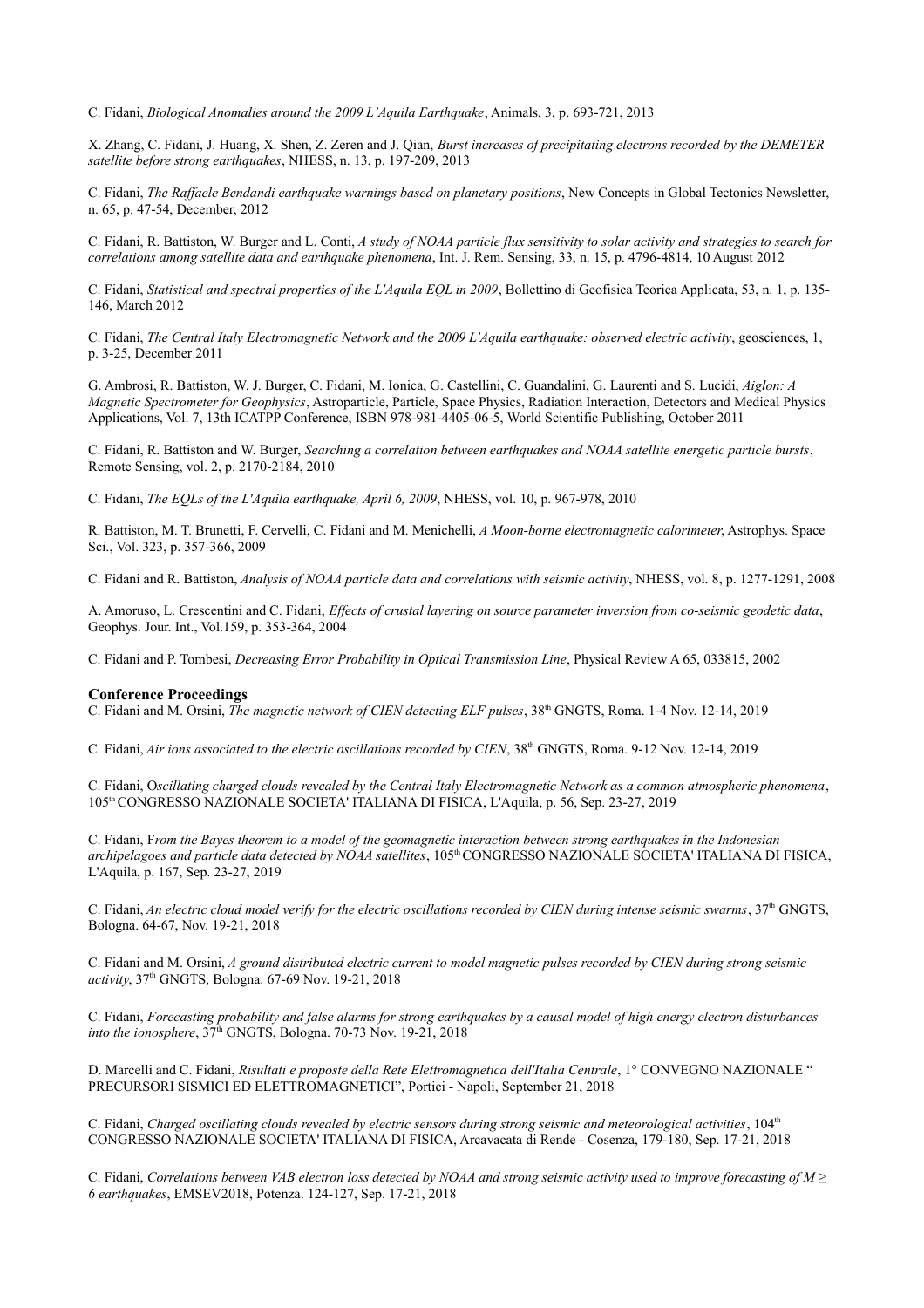C. Fidani, *Biological Anomalies around the 2009 L'Aquila Earthquake*, Animals, 3, p. 693-721, 2013

X. Zhang, C. Fidani, J. Huang, X. Shen, Z. Zeren and J. Qian, *Burst increases of precipitating electrons recorded by the DEMETER satellite before strong earthquakes*, NHESS, n. 13, p. 197-209, 2013

C. Fidani, *The Raffaele Bendandi earthquake warnings based on planetary positions*, New Concepts in Global Tectonics Newsletter, n. 65, p. 47-54, December, 2012

C. Fidani, R. Battiston, W. Burger and L. Conti, *A study of NOAA particle flux sensitivity to solar activity and strategies to search for correlations among satellite data and earthquake phenomena*, Int. J. Rem. Sensing, 33, n. 15, p. 4796-4814, 10 August 2012

C. Fidani, *Statistical and spectral properties of the L'Aquila EQL in 2009*, Bollettino di Geofisica Teorica Applicata, 53, n. 1, p. 135-146, March 2012

C. Fidani, *The Central Italy Electromagnetic Network and the 2009 L'Aquila earthquake: observed electric activity*, geosciences, 1, p. 3-25, December 2011

G. Ambrosi, R. Battiston, W. J. Burger, C. Fidani, M. Ionica, G. Castellini, C. Guandalini, G. Laurenti and S. Lucidi, *Aiglon: A Magnetic Spectrometer for Geophysics*, Astroparticle, Particle, Space Physics, Radiation Interaction, Detectors and Medical Physics Applications, Vol. 7, 13th ICATPP Conference, ISBN 978-981-4405-06-5, World Scientific Publishing, October 2011

C. Fidani, R. Battiston and W. Burger, *Searching a correlation between earthquakes and NOAA satellite energetic particle bursts*, Remote Sensing, vol. 2, p. 2170-2184, 2010

C. Fidani, *The EQLs of the L'Aquila earthquake, April 6, 2009*, NHESS, vol. 10, p. 967-978, 2010

R. Battiston, M. T. Brunetti, F. Cervelli, C. Fidani and M. Menichelli, *A Moon-borne electromagnetic calorimeter*, Astrophys. Space Sci., Vol. 323, p. 357-366, 2009

C. Fidani and R. Battiston, *Analysis of NOAA particle data and correlations with seismic activity*, NHESS, vol. 8, p. 1277-1291, 2008

A. Amoruso, L. Crescentini and C. Fidani, *Effects of crustal layering on source parameter inversion from co-seismic geodetic data*, Geophys. Jour. Int., Vol.159, p. 353-364, 2004

C. Fidani and P. Tombesi, *Decreasing Error Probability in Optical Transmission Line*, Physical Review A 65, 033815, 2002

## Conference Proceedings

C. Fidani and M. Orsini, *The magnetic network of CIEN detecting ELF pulses*, 38th GNGTS, Roma. 1-4 Nov. 12-14, 2019

C. Fidani, *Air ions associated to the electric oscillations recorded by CIEN*, 38th GNGTS, Roma. 9-12 Nov. 12-14, 2019

C. Fidani, O*scillating charged clouds revealed by the Central Italy Electromagnetic Network as a common atmospheric phenomena*, 105th CONGRESSO NAZIONALE SOCIETA' ITALIANA DI FISICA, L'Aquila, p. 56, Sep. 23-27, 2019

C. Fidani, F*rom the Bayes theorem to a model of the geomagnetic interaction between strong earthquakes in the Indonesian archipelagoes and particle data detected by NOAA satellites*, 105th CONGRESSO NAZIONALE SOCIETA' ITALIANA DI FISICA, L'Aquila, p. 167, Sep. 23-27, 2019

C. Fidani, *An electric cloud model verify for the electric oscillations recorded by CIEN during intense seismic swarms*, 37th GNGTS, Bologna. 64-67, Nov. 19-21, 2018

C. Fidani and M. Orsini, *A ground distributed electric current to model magnetic pulses recorded by CIEN during strong seismic activity*, 37th GNGTS, Bologna. 67-69 Nov. 19-21, 2018

C. Fidani, *Forecasting probability and false alarms for strong earthquakes by a causal model of high energy electron disturbances into the ionosphere*, 37th GNGTS, Bologna. 70-73 Nov. 19-21, 2018

D. Marcelli and C. Fidani, *Risultati e proposte della Rete Elettromagnetica dell'Italia Centrale*, 1° CONVEGNO NAZIONALE " PRECURSORI SISMICI ED ELETTROMAGNETICI", Portici - Napoli, September 21, 2018

C. Fidani, *Charged oscillating clouds revealed by electric sensors during strong seismic and meteorological activities*, 104th CONGRESSO NAZIONALE SOCIETA' ITALIANA DI FISICA, Arcavacata di Rende - Cosenza, 179-180, Sep. 17-21, 2018

C. Fidani, *Correlations between VAB electron loss detected by NOAA and strong seismic activity used to improve forecasting of M ≥ 6 earthquakes*, EMSEV2018, Potenza. 124-127, Sep. 17-21, 2018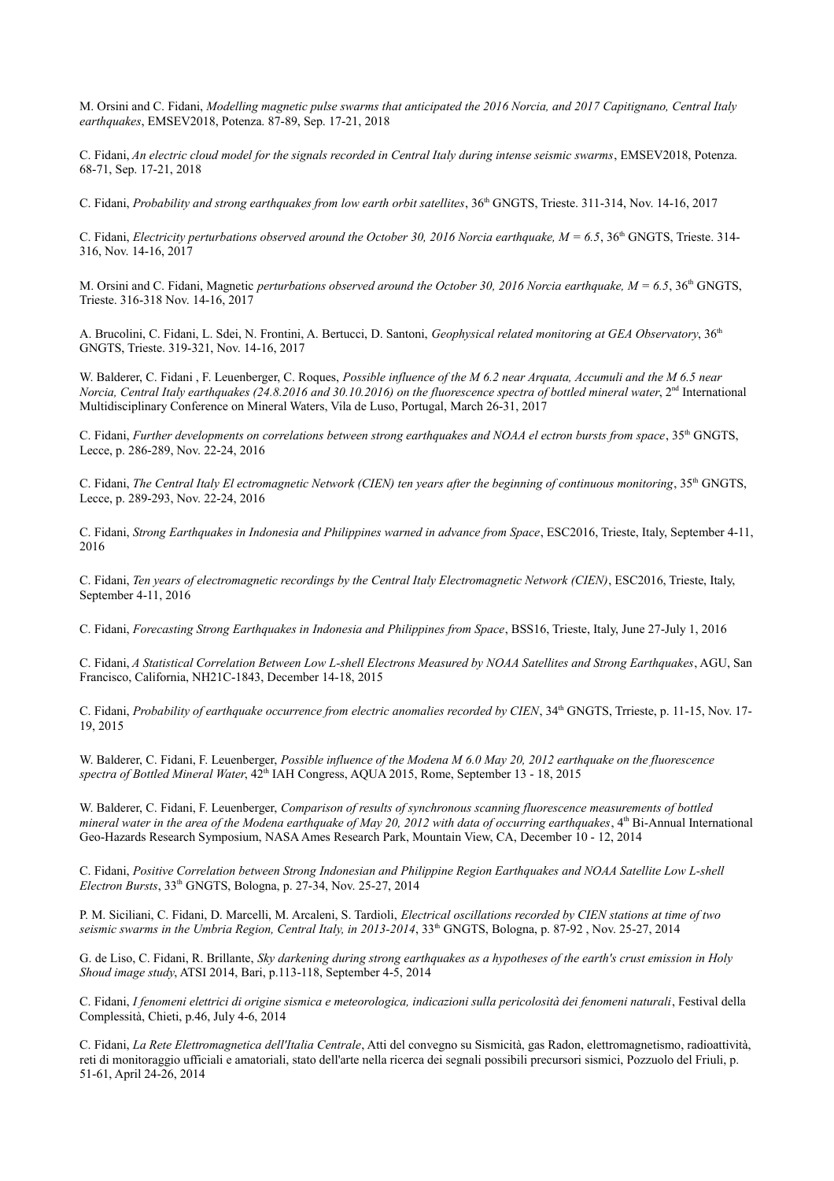M. Orsini and C. Fidani, *Modelling magnetic pulse swarms that anticipated the 2016 Norcia, and 2017 Capitignano, Central Italy earthquakes*, EMSEV2018, Potenza. 87-89, Sep. 17-21, 2018

C. Fidani, *An electric cloud model for the signals recorded in Central Italy during intense seismic swarms*, EMSEV2018, Potenza. 68-71, Sep. 17-21, 2018

C. Fidani, *Probability and strong earthquakes from low earth orbit satellites*, 36th GNGTS, Trieste. 311-314, Nov. 14-16, 2017

C. Fidani, *Electricity perturbations observed around the October 30, 2016 Norcia earthquake, $M = 6.5$*, 36th GNGTS, Trieste. 314-316, Nov. 14-16, 2017

M. Orsini and C. Fidani, Magnetic *perturbations observed around the October 30, 2016 Norcia earthquake, $M = 6.5$*, 36th GNGTS, Trieste. 316-318 Nov. 14-16, 2017

A. Brucolini, C. Fidani, L. Sdei, N. Frontini, A. Bertucci, D. Santoni, *Geophysical related monitoring at GEA Observatory*, 36th GNGTS, Trieste. 319-321, Nov. 14-16, 2017

W. Balderer, C. Fidani , F. Leuenberger, C. Roques, *Possible influence of the M 6.2 near Arquata, Accumuli and the M 6.5 near Norcia, Central Italy earthquakes (24.8.2016 and 30.10.2016) on the fluorescence spectra of bottled mineral water*, 2nd International Multidisciplinary Conference on Mineral Waters, Vila de Luso, Portugal, March 26-31, 2017

C. Fidani, *Further developments on correlations between strong earthquakes and NOAA el ectron bursts from space*, 35th GNGTS, Lecce, p. 286-289, Nov. 22-24, 2016

C. Fidani, *The Central Italy El ectromagnetic Network (CIEN) ten years after the beginning of continuous monitoring*, 35th GNGTS, Lecce, p. 289-293, Nov. 22-24, 2016

C. Fidani, *Strong Earthquakes in Indonesia and Philippines warned in advance from Space*, ESC2016, Trieste, Italy, September 4-11, 2016

C. Fidani, *Ten years of electromagnetic recordings by the Central Italy Electromagnetic Network (CIEN)*, ESC2016, Trieste, Italy, September 4-11, 2016

C. Fidani, *Forecasting Strong Earthquakes in Indonesia and Philippines from Space*, BSS16, Trieste, Italy, June 27-July 1, 2016

C. Fidani, *A Statistical Correlation Between Low L-shell Electrons Measured by NOAA Satellites and Strong Earthquakes*, AGU, San Francisco, California, NH21C-1843, December 14-18, 2015

C. Fidani, *Probability of earthquake occurrence from electric anomalies recorded by CIEN*, 34th GNGTS, Trrieste, p. 11-15, Nov. 17-19, 2015

W. Balderer, C. Fidani, F. Leuenberger, *Possible influence of the Modena M 6.0 May 20, 2012 earthquake on the fluorescence spectra of Bottled Mineral Water*, 42th IAH Congress, AQUA 2015, Rome, September 13 - 18, 2015

W. Balderer, C. Fidani, F. Leuenberger, *Comparison of results of synchronous scanning fluorescence measurements of bottled mineral water in the area of the Modena earthquake of May 20, 2012 with data of occurring earthquakes*, 4th Bi-Annual International Geo-Hazards Research Symposium, NASA Ames Research Park, Mountain View, CA, December 10 - 12, 2014

C. Fidani, *Positive Correlation between Strong Indonesian and Philippine Region Earthquakes and NOAA Satellite Low L-shell Electron Bursts*, 33th GNGTS, Bologna, p. 27-34, Nov. 25-27, 2014

P. M. Siciliani, C. Fidani, D. Marcelli, M. Arcaleni, S. Tardioli, *Electrical oscillations recorded by CIEN stations at time of two seismic swarms in the Umbria Region, Central Italy, in 2013-2014*, 33th GNGTS, Bologna, p. 87-92 , Nov. 25-27, 2014

G. de Liso, C. Fidani, R. Brillante, *Sky darkening during strong earthquakes as a hypotheses of the earth's crust emission in Holy Shoud image study*, ATSI 2014, Bari, p.113-118, September 4-5, 2014

C. Fidani, *I fenomeni elettrici di origine sismica e meteorologica, indicazioni sulla pericolosità dei fenomeni naturali*, Festival della Complessità, Chieti, p.46, July 4-6, 2014

C. Fidani, *La Rete Elettromagnetica dell'Italia Centrale*, Atti del convegno su Sismicità, gas Radon, elettromagnetismo, radioattività, reti di monitoraggio ufficiali e amatoriali, stato dell'arte nella ricerca dei segnali possibili precursori sismici, Pozzuolo del Friuli, p. 51-61, April 24-26, 2014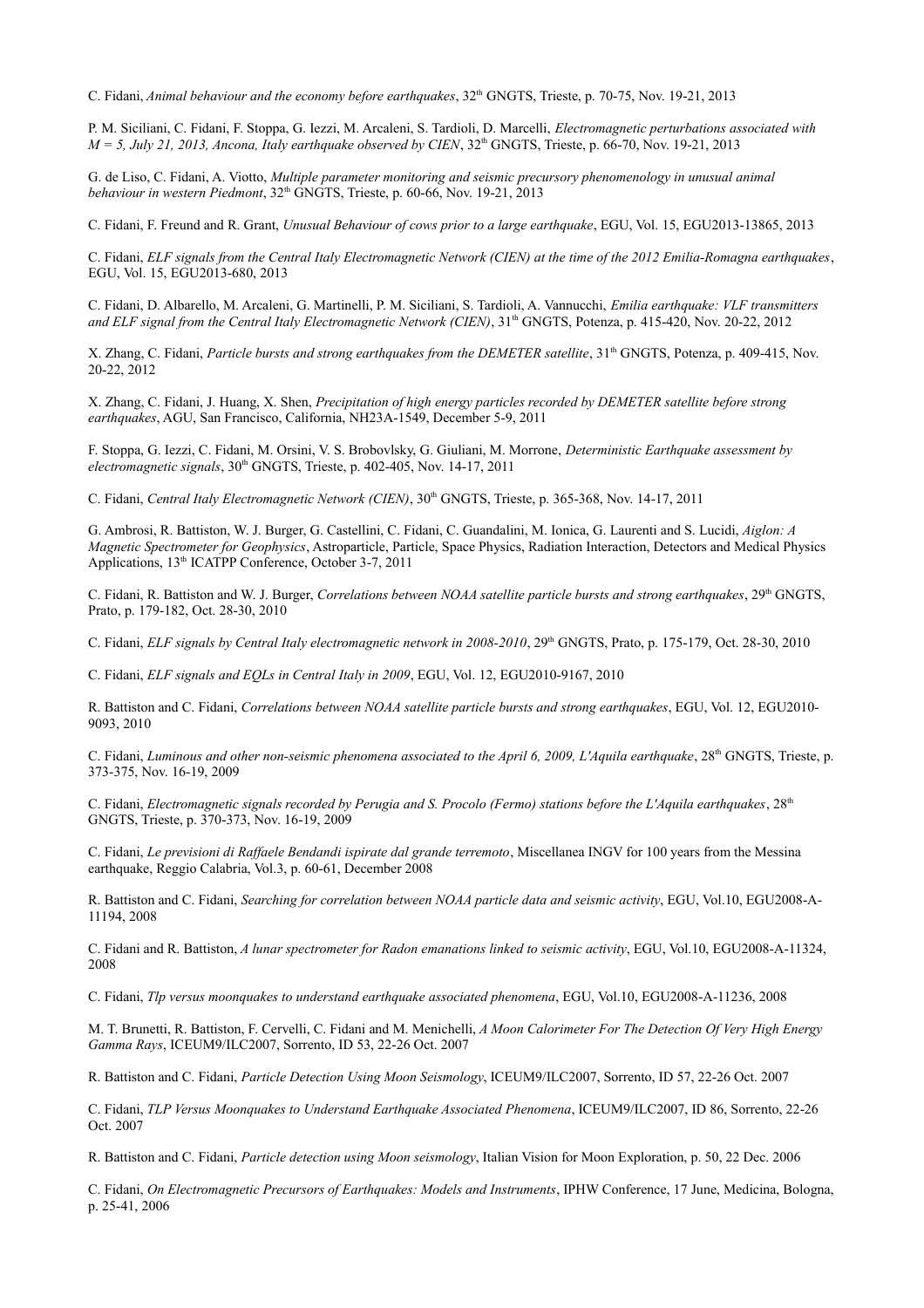C. Fidani, *Animal behaviour and the economy before earthquakes*, 32th GNGTS, Trieste, p. 70-75, Nov. 19-21, 2013

P. M. Siciliani, C. Fidani, F. Stoppa, G. Iezzi, M. Arcaleni, S. Tardioli, D. Marcelli, *Electromagnetic perturbations associated with M = 5, July 21, 2013, Ancona, Italy earthquake observed by CIEN*, 32th GNGTS, Trieste, p. 66-70, Nov. 19-21, 2013

G. de Liso, C. Fidani, A. Viotto, *Multiple parameter monitoring and seismic precursory phenomenology in unusual animal behaviour in western Piedmont*, 32th GNGTS, Trieste, p. 60-66, Nov. 19-21, 2013

C. Fidani, F. Freund and R. Grant, *Unusual Behaviour of cows prior to a large earthquake*, EGU, Vol. 15, EGU2013-13865, 2013

C. Fidani, *ELF signals from the Central Italy Electromagnetic Network (CIEN) at the time of the 2012 Emilia-Romagna earthquakes*, EGU, Vol. 15, EGU2013-680, 2013

C. Fidani, D. Albarello, M. Arcaleni, G. Martinelli, P. M. Siciliani, S. Tardioli, A. Vannucchi, *Emilia earthquake: VLF transmitters and ELF signal from the Central Italy Electromagnetic Network (CIEN)*, 31th GNGTS, Potenza, p. 415-420, Nov. 20-22, 2012

X. Zhang, C. Fidani, *Particle bursts and strong earthquakes from the DEMETER satellite*, 31th GNGTS, Potenza, p. 409-415, Nov. 20-22, 2012

X. Zhang, C. Fidani, J. Huang, X. Shen, *Precipitation of high energy particles recorded by DEMETER satellite before strong earthquakes*, AGU, San Francisco, California, NH23A-1549, December 5-9, 2011

F. Stoppa, G. Iezzi, C. Fidani, M. Orsini, V. S. Brobovlsky, G. Giuliani, M. Morrone, *Deterministic Earthquake assessment by electromagnetic signals*, 30th GNGTS, Trieste, p. 402-405, Nov. 14-17, 2011

C. Fidani, *Central Italy Electromagnetic Network (CIEN)*, 30th GNGTS, Trieste, p. 365-368, Nov. 14-17, 2011

G. Ambrosi, R. Battiston, W. J. Burger, G. Castellini, C. Fidani, C. Guandalini, M. Ionica, G. Laurenti and S. Lucidi, *Aiglon: A Magnetic Spectrometer for Geophysics*, Astroparticle, Particle, Space Physics, Radiation Interaction, Detectors and Medical Physics Applications, 13th ICATPP Conference, October 3-7, 2011

C. Fidani, R. Battiston and W. J. Burger, *Correlations between NOAA satellite particle bursts and strong earthquakes*, 29th GNGTS, Prato, p. 179-182, Oct. 28-30, 2010

C. Fidani, *ELF signals by Central Italy electromagnetic network in 2008-2010*, 29th GNGTS, Prato, p. 175-179, Oct. 28-30, 2010

C. Fidani, *ELF signals and EQLs in Central Italy in 2009*, EGU, Vol. 12, EGU2010-9167, 2010

R. Battiston and C. Fidani, *Correlations between NOAA satellite particle bursts and strong earthquakes*, EGU, Vol. 12, EGU2010-9093, 2010

C. Fidani, *Luminous and other non-seismic phenomena associated to the April 6, 2009, L'Aquila earthquake*, 28th GNGTS, Trieste, p. 373-375, Nov. 16-19, 2009

C. Fidani, *Electromagnetic signals recorded by Perugia and S. Procolo (Fermo) stations before the L'Aquila earthquakes*, 28th GNGTS, Trieste, p. 370-373, Nov. 16-19, 2009

C. Fidani, *Le previsioni di Raffaele Bendandi ispirate dal grande terremoto*, Miscellanea INGV for 100 years from the Messina earthquake, Reggio Calabria, Vol.3, p. 60-61, December 2008

R. Battiston and C. Fidani, *Searching for correlation between NOAA particle data and seismic activity*, EGU, Vol.10, EGU2008-A-11194, 2008

C. Fidani and R. Battiston, *A lunar spectrometer for Radon emanations linked to seismic activity*, EGU, Vol.10, EGU2008-A-11324, 2008

C. Fidani, *Tlp versus moonquakes to understand earthquake associated phenomena*, EGU, Vol.10, EGU2008-A-11236, 2008

M. T. Brunetti, R. Battiston, F. Cervelli, C. Fidani and M. Menichelli, *A Moon Calorimeter For The Detection Of Very High Energy Gamma Rays*, ICEUM9/ILC2007, Sorrento, ID 53, 22-26 Oct. 2007

R. Battiston and C. Fidani, *Particle Detection Using Moon Seismology*, ICEUM9/ILC2007, Sorrento, ID 57, 22-26 Oct. 2007

C. Fidani, *TLP Versus Moonquakes to Understand Earthquake Associated Phenomena*, ICEUM9/ILC2007, ID 86, Sorrento, 22-26 Oct. 2007

R. Battiston and C. Fidani, *Particle detection using Moon seismology*, Italian Vision for Moon Exploration, p. 50, 22 Dec. 2006

C. Fidani, *On Electromagnetic Precursors of Earthquakes: Models and Instruments*, IPHW Conference, 17 June, Medicina, Bologna, p. 25-41, 2006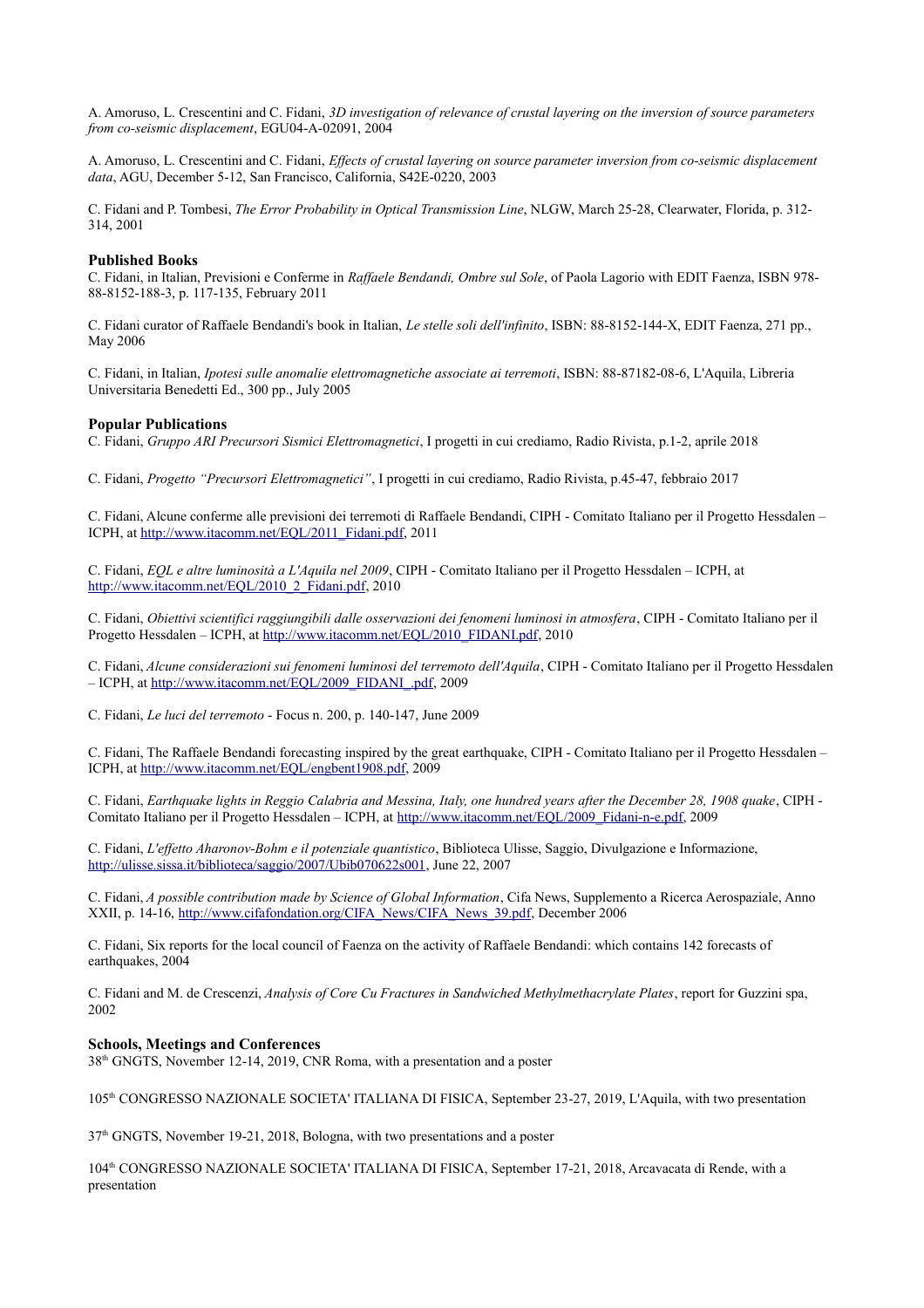A. Amoruso, L. Crescentini and C. Fidani, *3D investigation of relevance of crustal layering on the inversion of source parameters from co-seismic displacement*, EGU04-A-02091, 2004

A. Amoruso, L. Crescentini and C. Fidani, *Effects of crustal layering on source parameter inversion from co-seismic displacement data*, AGU, December 5-12, San Francisco, California, S42E-0220, 2003

C. Fidani and P. Tombesi, *The Error Probability in Optical Transmission Line*, NLGW, March 25-28, Clearwater, Florida, p. 312-314, 2001

**Published Books**

C. Fidani, in Italian, Previsioni e Conferme in *Raffaele Bendandi, Ombre sul Sole*, of Paola Lagorio with EDIT Faenza, ISBN 978-88-8152-188-3, p. 117-135, February 2011

C. Fidani curator of Raffaele Bendandi's book in Italian, *Le stelle soli dell'infinito*, ISBN: 88-8152-144-X, EDIT Faenza, 271 pp., May 2006

C. Fidani, in Italian, *Ipotesi sulle anomalie elettromagnetiche associate ai terremoti*, ISBN: 88-87182-08-6, L'Aquila, Libreria Universitaria Benedetti Ed., 300 pp., July 2005

**Popular Publications**

C. Fidani, *Gruppo ARI Precursori Sismici Elettromagnetici*, I progetti in cui crediamo, Radio Rivista, p.1-2, aprile 2018

C. Fidani, *Progetto "Precursori Elettromagnetici"*, I progetti in cui crediamo, Radio Rivista, p.45-47, febbraio 2017

C. Fidani, Alcune conferme alle previsioni dei terremoti di Raffaele Bendandi, CIPH - Comitato Italiano per il Progetto Hessdalen – ICPH, at http://www.itacomm.net/EQL/2011_Fidani.pdf, 2011

C. Fidani, *EQL e altre luminosità a L'Aquila nel 2009*, CIPH - Comitato Italiano per il Progetto Hessdalen – ICPH, at http://www.itacomm.net/EQL/2010_2_Fidani.pdf, 2010

C. Fidani, *Obiettivi scientifici raggiungibili dalle osservazioni dei fenomeni luminosi in atmosfera*, CIPH - Comitato Italiano per il Progetto Hessdalen – ICPH, at http://www.itacomm.net/EQL/2010_FIDANI.pdf, 2010

C. Fidani, *Alcune considerazioni sui fenomeni luminosi del terremoto dell'Aquila*, CIPH - Comitato Italiano per il Progetto Hessdalen – ICPH, at http://www.itacomm.net/EQL/2009_FIDANI_.pdf, 2009

C. Fidani, *Le luci del terremoto* - Focus n. 200, p. 140-147, June 2009

C. Fidani, The Raffaele Bendandi forecasting inspired by the great earthquake, CIPH - Comitato Italiano per il Progetto Hessdalen – ICPH, at http://www.itacomm.net/EQL/engbent1908.pdf, 2009

C. Fidani, *Earthquake lights in Reggio Calabria and Messina, Italy, one hundred years after the December 28, 1908 quake*, CIPH - Comitato Italiano per il Progetto Hessdalen – ICPH, at http://www.itacomm.net/EQL/2009_Fidani-n-e.pdf, 2009

C. Fidani, *L'effetto Aharonov-Bohm e il potenziale quantistico*, Biblioteca Ulisse, Saggio, Divulgazione e Informazione, http://ulisse.sissa.it/biblioteca/saggio/2007/Ubib070622s001, June 22, 2007

C. Fidani, *A possible contribution made by Science of Global Information*, Cifa News, Supplemento a Ricerca Aerospaziale, Anno XXII, p. 14-16, http://www.cifafondation.org/CIFA_News/CIFA_News_39.pdf, December 2006

C. Fidani, Six reports for the local council of Faenza on the activity of Raffaele Bendandi: which contains 142 forecasts of earthquakes, 2004

C. Fidani and M. de Crescenzi, *Analysis of Core Cu Fractures in Sandwiched Methylmethacrylate Plates*, report for Guzzini spa, 2002

**Schools, Meetings and Conferences**

38th GNGTS, November 12-14, 2019, CNR Roma, with a presentation and a poster

105th CONGRESSO NAZIONALE SOCIETA' ITALIANA DI FISICA, September 23-27, 2019, L'Aquila, with two presentation

37th GNGTS, November 19-21, 2018, Bologna, with two presentations and a poster

104th CONGRESSO NAZIONALE SOCIETA' ITALIANA DI FISICA, September 17-21, 2018, Arcavacata di Rende, with a presentation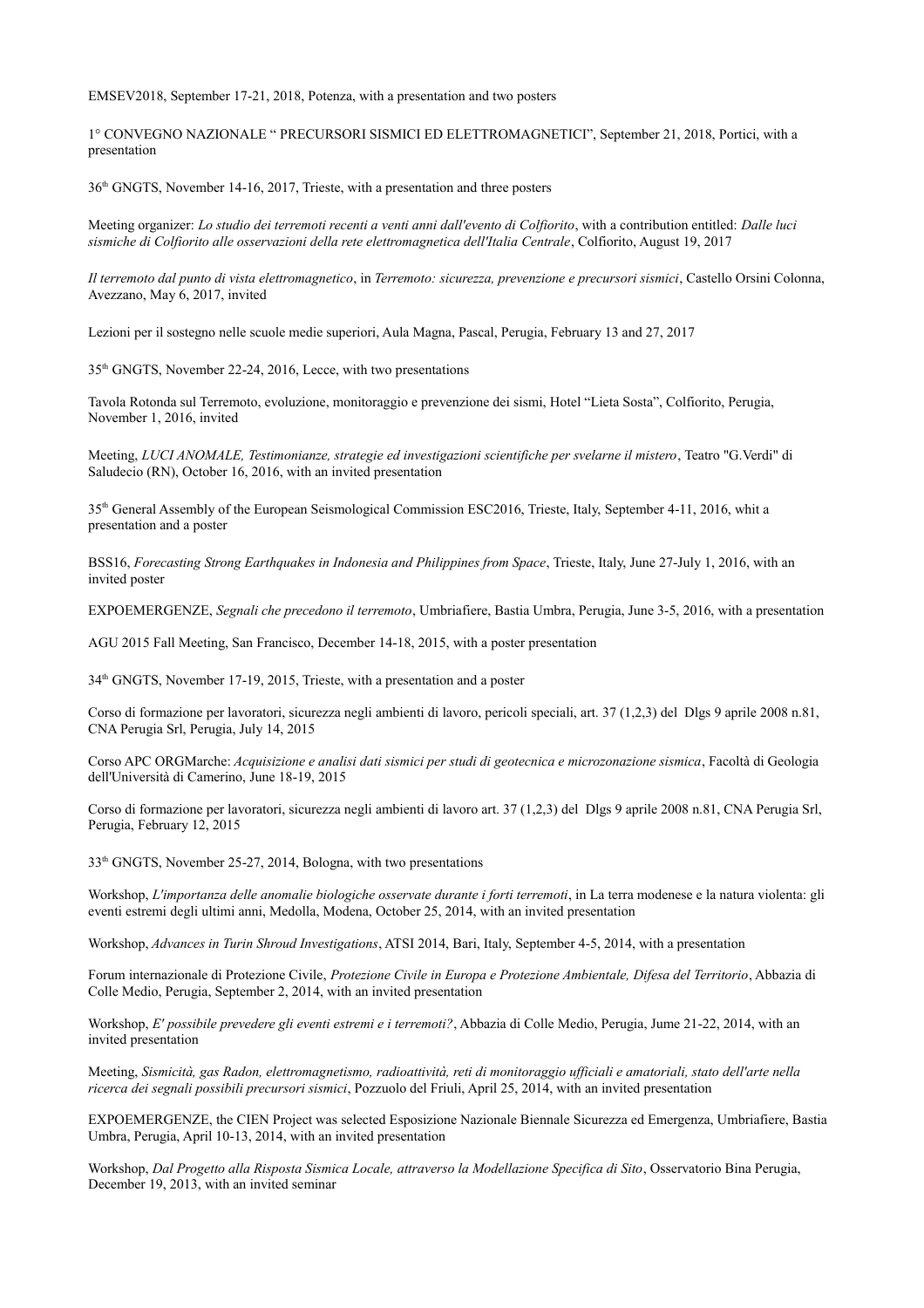EMSEV2018, September 17-21, 2018, Potenza, with a presentation and two posters

1° CONVEGNO NAZIONALE " PRECURSORI SISMICI ED ELETTROMAGNETICI", September 21, 2018, Portici, with a presentation

36th GNGTS, November 14-16, 2017, Trieste, with a presentation and three posters

Meeting organizer: *Lo studio dei terremoti recenti a venti anni dall'evento di Colfiorito*, with a contribution entitled: *Dalle luci sismiche di Colfiorito alle osservazioni della rete elettromagnetica dell'Italia Centrale*, Colfiorito, August 19, 2017

*Il terremoto dal punto di vista elettromagnetico*, in *Terremoto: sicurezza, prevenzione e precursori sismici*, Castello Orsini Colonna, Avezzano, May 6, 2017, invited

Lezioni per il sostegno nelle scuole medie superiori, Aula Magna, Pascal, Perugia, February 13 and 27, 2017

35th GNGTS, November 22-24, 2016, Lecce, with two presentations

Tavola Rotonda sul Terremoto, evoluzione, monitoraggio e prevenzione dei sismi, Hotel "Lieta Sosta", Colfiorito, Perugia, November 1, 2016, invited

Meeting, *LUCI ANOMALE, Testimonianze, strategie ed investigazioni scientifiche per svelarne il mistero*, Teatro "G.Verdi" di Saludecio (RN), October 16, 2016, with an invited presentation

35th General Assembly of the European Seismological Commission ESC2016, Trieste, Italy, September 4-11, 2016, whit a presentation and a poster

BSS16, *Forecasting Strong Earthquakes in Indonesia and Philippines from Space*, Trieste, Italy, June 27-July 1, 2016, with an invited poster

EXPOEMERGENZE, *Segnali che precedono il terremoto*, Umbriafiere, Bastia Umbra, Perugia, June 3-5, 2016, with a presentation

AGU 2015 Fall Meeting, San Francisco, December 14-18, 2015, with a poster presentation

34th GNGTS, November 17-19, 2015, Trieste, with a presentation and a poster

Corso di formazione per lavoratori, sicurezza negli ambienti di lavoro, pericoli speciali, art. 37 (1,2,3) del Dlgs 9 aprile 2008 n.81, CNA Perugia Srl, Perugia, July 14, 2015

Corso APC ORGMarche: *Acquisizione e analisi dati sismici per studi di geotecnica e microzonazione sismica*, Facoltà di Geologia dell'Università di Camerino, June 18-19, 2015

Corso di formazione per lavoratori, sicurezza negli ambienti di lavoro art. 37 (1,2,3) del Dlgs 9 aprile 2008 n.81, CNA Perugia Srl, Perugia, February 12, 2015

33th GNGTS, November 25-27, 2014, Bologna, with two presentations

Workshop, *L'importanza delle anomalie biologiche osservate durante i forti terremoti*, in La terra modenese e la natura violenta: gli eventi estremi degli ultimi anni, Medolla, Modena, October 25, 2014, with an invited presentation

Workshop, *Advances in Turin Shroud Investigations*, ATSI 2014, Bari, Italy, September 4-5, 2014, with a presentation

Forum internazionale di Protezione Civile, *Protezione Civile in Europa e Protezione Ambientale, Difesa del Territorio*, Abbazia di Colle Medio, Perugia, September 2, 2014, with an invited presentation

Workshop, *E' possibile prevedere gli eventi estremi e i terremoti?*, Abbazia di Colle Medio, Perugia, Jume 21-22, 2014, with an invited presentation

Meeting, *Sismicità, gas Radon, elettromagnetismo, radioattività, reti di monitoraggio ufficiali e amatoriali, stato dell'arte nella ricerca dei segnali possibili precursori sismici*, Pozzuolo del Friuli, April 25, 2014, with an invited presentation

EXPOEMERGENZE, the CIEN Project was selected Esposizione Nazionale Biennale Sicurezza ed Emergenza, Umbriafiere, Bastia Umbra, Perugia, April 10-13, 2014, with an invited presentation

Workshop, *Dal Progetto alla Risposta Sismica Locale, attraverso la Modellazione Specifica di Sito*, Osservatorio Bina Perugia, December 19, 2013, with an invited seminar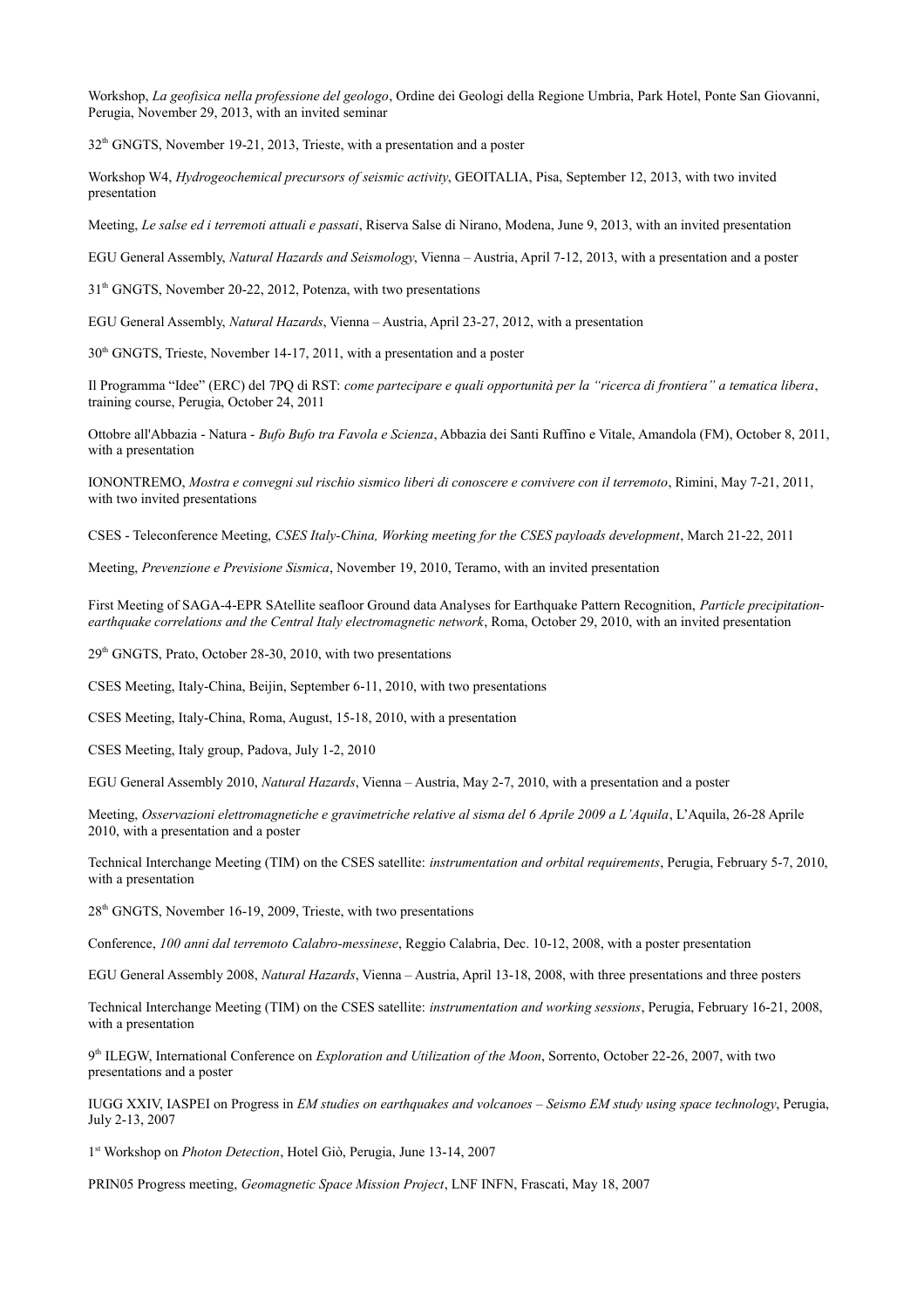Workshop, *La geofisica nella professione del geologo*, Ordine dei Geologi della Regione Umbria, Park Hotel, Ponte San Giovanni, Perugia, November 29, 2013, with an invited seminar

32th GNGTS, November 19-21, 2013, Trieste, with a presentation and a poster

Workshop W4, *Hydrogeochemical precursors of seismic activity*, GEOITALIA, Pisa, September 12, 2013, with two invited presentation

Meeting, *Le salse ed i terremoti attuali e passati*, Riserva Salse di Nirano, Modena, June 9, 2013, with an invited presentation

EGU General Assembly, *Natural Hazards and Seismology*, Vienna – Austria, April 7-12, 2013, with a presentation and a poster

31th GNGTS, November 20-22, 2012, Potenza, with two presentations

EGU General Assembly, *Natural Hazards*, Vienna – Austria, April 23-27, 2012, with a presentation

30th GNGTS, Trieste, November 14-17, 2011, with a presentation and a poster

Il Programma "Idee" (ERC) del 7PQ di RST: *come partecipare e quali opportunità per la "ricerca di frontiera" a tematica libera*, training course, Perugia, October 24, 2011

Ottobre all'Abbazia - Natura - *Bufo Bufo tra Favola e Scienza*, Abbazia dei Santi Ruffino e Vitale, Amandola (FM), October 8, 2011, with a presentation

IONONTREMO, *Mostra e convegni sul rischio sismico liberi di conoscere e convivere con il terremoto*, Rimini, May 7-21, 2011, with two invited presentations

CSES - Teleconference Meeting, *CSES Italy-China, Working meeting for the CSES payloads development*, March 21-22, 2011

Meeting, *Prevenzione e Previsione Sismica*, November 19, 2010, Teramo, with an invited presentation

First Meeting of SAGA-4-EPR SAtellite seafloor Ground data Analyses for Earthquake Pattern Recognition, *Particle precipitation-earthquake correlations and the Central Italy electromagnetic network*, Roma, October 29, 2010, with an invited presentation

29th GNGTS, Prato, October 28-30, 2010, with two presentations

CSES Meeting, Italy-China, Beijin, September 6-11, 2010, with two presentations

CSES Meeting, Italy-China, Roma, August, 15-18, 2010, with a presentation

CSES Meeting, Italy group, Padova, July 1-2, 2010

EGU General Assembly 2010, *Natural Hazards*, Vienna – Austria, May 2-7, 2010, with a presentation and a poster

Meeting, *Osservazioni elettromagnetiche e gravimetriche relative al sisma del 6 Aprile 2009 a L'Aquila*, L'Aquila, 26-28 Aprile 2010, with a presentation and a poster

Technical Interchange Meeting (TIM) on the CSES satellite: *instrumentation and orbital requirements*, Perugia, February 5-7, 2010, with a presentation

28th GNGTS, November 16-19, 2009, Trieste, with two presentations

Conference, *100 anni dal terremoto Calabro-messinese*, Reggio Calabria, Dec. 10-12, 2008, with a poster presentation

EGU General Assembly 2008, *Natural Hazards*, Vienna – Austria, April 13-18, 2008, with three presentations and three posters

Technical Interchange Meeting (TIM) on the CSES satellite: *instrumentation and working sessions*, Perugia, February 16-21, 2008, with a presentation

9th ILEGW, International Conference on *Exploration and Utilization of the Moon*, Sorrento, October 22-26, 2007, with two presentations and a poster

IUGG XXIV, IASPEI on Progress in *EM studies on earthquakes and volcanoes – Seismo EM study using space technology*, Perugia, July 2-13, 2007

1st Workshop on *Photon Detection*, Hotel Giò, Perugia, June 13-14, 2007

PRIN05 Progress meeting, *Geomagnetic Space Mission Project*, LNF INFN, Frascati, May 18, 2007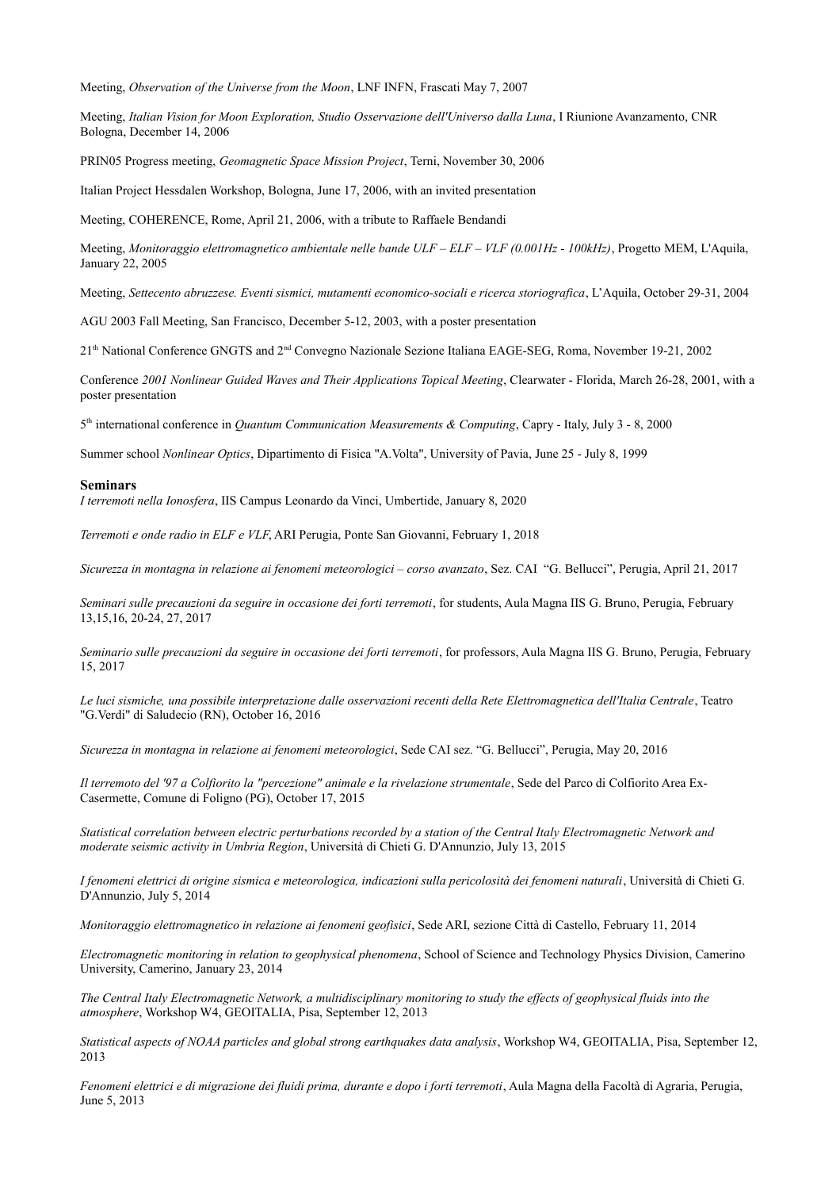Meeting, *Observation of the Universe from the Moon*, LNF INFN, Frascati May 7, 2007

Meeting, *Italian Vision for Moon Exploration, Studio Osservazione dell'Universo dalla Luna*, I Riunione Avanzamento, CNR Bologna, December 14, 2006

PRIN05 Progress meeting, *Geomagnetic Space Mission Project*, Terni, November 30, 2006

Italian Project Hessdalen Workshop, Bologna, June 17, 2006, with an invited presentation

Meeting, COHERENCE, Rome, April 21, 2006, with a tribute to Raffaele Bendandi

Meeting, *Monitoraggio elettromagnetico ambientale nelle bande ULF – ELF – VLF (0.001Hz - 100kHz)*, Progetto MEM, L'Aquila, January 22, 2005

Meeting, *Settecento abruzzese. Eventi sismici, mutamenti economico-sociali e ricerca storiografica*, L'Aquila, October 29-31, 2004

AGU 2003 Fall Meeting, San Francisco, December 5-12, 2003, with a poster presentation

21th National Conference GNGTS and 2nd Convegno Nazionale Sezione Italiana EAGE-SEG, Roma, November 19-21, 2002

Conference *2001 Nonlinear Guided Waves and Their Applications Topical Meeting*, Clearwater - Florida, March 26-28, 2001, with a poster presentation

5th international conference in *Quantum Communication Measurements & Computing*, Capry - Italy, July 3 - 8, 2000

Summer school *Nonlinear Optics*, Dipartimento di Fisica "A.Volta", University of Pavia, June 25 - July 8, 1999

**Seminars**

*I terremoti nella Ionosfera*, IIS Campus Leonardo da Vinci, Umbertide, January 8, 2020

*Terremoti e onde radio in ELF e VLF*, ARI Perugia, Ponte San Giovanni, February 1, 2018

*Sicurezza in montagna in relazione ai fenomeni meteorologici – corso avanzato*, Sez. CAI "G. Bellucci", Perugia, April 21, 2017

*Seminari sulle precauzioni da seguire in occasione dei forti terremoti*, for students, Aula Magna IIS G. Bruno, Perugia, February 13,15,16, 20-24, 27, 2017

*Seminario sulle precauzioni da seguire in occasione dei forti terremoti*, for professors, Aula Magna IIS G. Bruno, Perugia, February 15, 2017

*Le luci sismiche, una possibile interpretazione dalle osservazioni recenti della Rete Elettromagnetica dell'Italia Centrale*, Teatro "G.Verdi" di Saludecio (RN), October 16, 2016

*Sicurezza in montagna in relazione ai fenomeni meteorologici*, Sede CAI sez. "G. Bellucci", Perugia, May 20, 2016

*Il terremoto del '97 a Colfiorito la "percezione" animale e la rivelazione strumentale*, Sede del Parco di Colfiorito Area Ex-Casermette, Comune di Foligno (PG), October 17, 2015

*Statistical correlation between electric perturbations recorded by a station of the Central Italy Electromagnetic Network and moderate seismic activity in Umbria Region*, Università di Chieti G. D'Annunzio, July 13, 2015

*I fenomeni elettrici di origine sismica e meteorologica, indicazioni sulla pericolosità dei fenomeni naturali*, Università di Chieti G. D'Annunzio, July 5, 2014

*Monitoraggio elettromagnetico in relazione ai fenomeni geofisici*, Sede ARI, sezione Città di Castello, February 11, 2014

*Electromagnetic monitoring in relation to geophysical phenomena*, School of Science and Technology Physics Division, Camerino University, Camerino, January 23, 2014

*The Central Italy Electromagnetic Network, a multidisciplinary monitoring to study the effects of geophysical fluids into the atmosphere*, Workshop W4, GEOITALIA, Pisa, September 12, 2013

*Statistical aspects of NOAA particles and global strong earthquakes data analysis*, Workshop W4, GEOITALIA, Pisa, September 12, 2013

*Fenomeni elettrici e di migrazione dei fluidi prima, durante e dopo i forti terremoti*, Aula Magna della Facoltà di Agraria, Perugia, June 5, 2013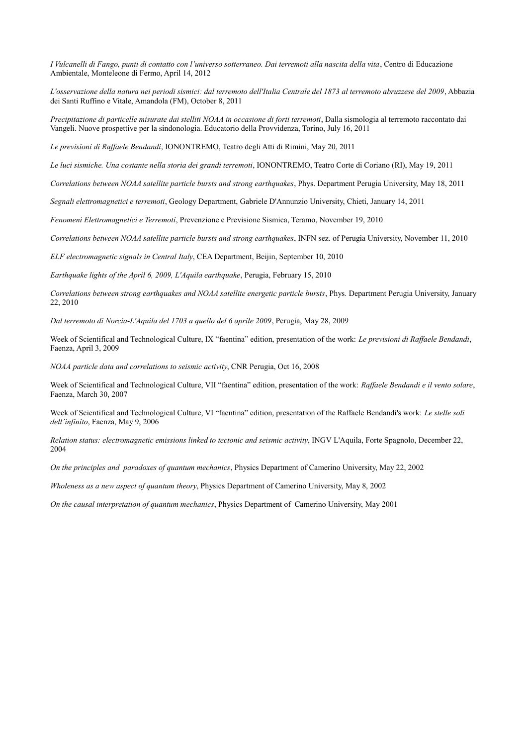*I Vulcanelli di Fango, punti di contatto con l'universo sotterraneo. Dai terremoti alla nascita della vita*, Centro di Educazione Ambientale, Monteleone di Fermo, April 14, 2012

*L'osservazione della natura nei periodi sismici: dal terremoto dell'Italia Centrale del 1873 al terremoto abruzzese del 2009*, Abbazia dei Santi Ruffino e Vitale, Amandola (FM), October 8, 2011

*Precipitazione di particelle misurate dai stelliti NOAA in occasione di forti terremoti*, Dalla sismologia al terremoto raccontato dai Vangeli. Nuove prospettive per la sindonologia. Educatorio della Provvidenza, Torino, July 16, 2011

*Le previsioni di Raffaele Bendandi*, IONONTREMO, Teatro degli Atti di Rimini, May 20, 2011

*Le luci sismiche. Una costante nella storia dei grandi terremoti*, IONONTREMO, Teatro Corte di Coriano (RI), May 19, 2011

*Correlations between NOAA satellite particle bursts and strong earthquakes*, Phys. Department Perugia University, May 18, 2011

*Segnali elettromagnetici e terremoti*, Geology Department, Gabriele D'Annunzio University, Chieti, January 14, 2011

*Fenomeni Elettromagnetici e Terremoti*, Prevenzione e Previsione Sismica, Teramo, November 19, 2010

*Correlations between NOAA satellite particle bursts and strong earthquakes*, INFN sez. of Perugia University, November 11, 2010

*ELF electromagnetic signals in Central Italy*, CEA Department, Beijin, September 10, 2010

*Earthquake lights of the April 6, 2009, L'Aquila earthquake*, Perugia, February 15, 2010

*Correlations between strong earthquakes and NOAA satellite energetic particle bursts*, Phys. Department Perugia University, January 22, 2010

*Dal terremoto di Norcia-L'Aquila del 1703 a quello del 6 aprile 2009*, Perugia, May 28, 2009

Week of Scientifical and Technological Culture, IX "faentina" edition, presentation of the work: *Le previsioni di Raffaele Bendandi*, Faenza, April 3, 2009

*NOAA particle data and correlations to seismic activity*, CNR Perugia, Oct 16, 2008

Week of Scientifical and Technological Culture, VII "faentina" edition, presentation of the work: *Raffaele Bendandi e il vento solare*, Faenza, March 30, 2007

Week of Scientifical and Technological Culture, VI "faentina" edition, presentation of the Raffaele Bendandi's work: *Le stelle soli dell'infinito*, Faenza, May 9, 2006

*Relation status: electromagnetic emissions linked to tectonic and seismic activity*, INGV L'Aquila, Forte Spagnolo, December 22, 2004

*On the principles and paradoxes of quantum mechanics*, Physics Department of Camerino University, May 22, 2002

*Wholeness as a new aspect of quantum theory*, Physics Department of Camerino University, May 8, 2002

*On the causal interpretation of quantum mechanics*, Physics Department of Camerino University, May 2001